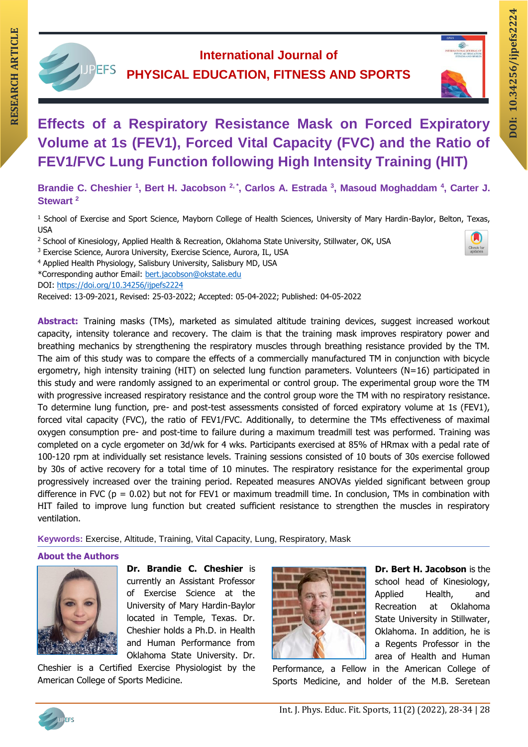RESEARCH ARTICLE

International Journal of
PHYSICAL EDUCATION, FITNESS AND SPORTS

DOI: 10.34256/ijpefs2224

# Effects of a Respiratory Resistance Mask on Forced Expiratory Volume at 1s (FEV1), Forced Vital Capacity (FVC) and the Ratio of FEV1/FVC Lung Function following High Intensity Training (HIT)

**Brandie C. Cheshier [1], Bert H. Jacobson [2,*], Carlos A. Estrada [3], Masoud Moghaddam [4], Carter J. Stewart [2]**

[1] School of Exercise and Sport Science, Mayborn College of Health Sciences, University of Mary Hardin-Baylor, Belton, Texas, USA

[2] School of Kinesiology, Applied Health & Recreation, Oklahoma State University, Stillwater, OK, USA

[3] Exercise Science, Aurora University, Exercise Science, Aurora, IL, USA

[4] Applied Health Physiology, Salisbury University, Salisbury MD, USA

*Corresponding author Email: bert.jacobson@okstate.edu

DOI: https://doi.org/10.34256/ijpefs2224

Received: 13-09-2021, Revised: 25-03-2022; Accepted: 05-04-2022; Published: 04-05-2022

**Abstract:** Training masks (TMs), marketed as simulated altitude training devices, suggest increased workout capacity, intensity tolerance and recovery. The claim is that the training mask improves respiratory power and breathing mechanics by strengthening the respiratory muscles through breathing resistance provided by the TM. The aim of this study was to compare the effects of a commercially manufactured TM in conjunction with bicycle ergometry, high intensity training (HIT) on selected lung function parameters. Volunteers (N=16) participated in this study and were randomly assigned to an experimental or control group. The experimental group wore the TM with progressive increased respiratory resistance and the control group wore the TM with no respiratory resistance. To determine lung function, pre- and post-test assessments consisted of forced expiratory volume at 1s (FEV1), forced vital capacity (FVC), the ratio of FEV1/FVC. Additionally, to determine the TMs effectiveness of maximal oxygen consumption pre- and post-time to failure during a maximum treadmill test was performed. Training was completed on a cycle ergometer on 3d/wk for 4 wks. Participants exercised at 85% of HRmax with a pedal rate of 100-120 rpm at individually set resistance levels. Training sessions consisted of 10 bouts of 30s exercise followed by 30s of active recovery for a total time of 10 minutes. The respiratory resistance for the experimental group progressively increased over the training period. Repeated measures ANOVAs yielded significant between group difference in FVC ($p = 0.02$) but not for FEV1 or maximum treadmill time. In conclusion, TMs in combination with HIT failed to improve lung function but created sufficient resistance to strengthen the muscles in respiratory ventilation.

**Keywords:** Exercise, Altitude, Training, Vital Capacity, Lung, Respiratory, Mask

## About the Authors

**Dr. Brandie C. Cheshier** is currently an Assistant Professor of Exercise Science at the University of Mary Hardin-Baylor located in Temple, Texas. Dr. Cheshier holds a Ph.D. in Health and Human Performance from Oklahoma State University. Dr. Cheshier is a Certified Exercise Physiologist by the American College of Sports Medicine.

**Dr. Bert H. Jacobson** is the school head of Kinesiology, Applied Health, and Recreation at Oklahoma State University in Stillwater, Oklahoma. In addition, he is a Regents Professor in the area of Health and Human Performance, a Fellow in the American College of Sports Medicine, and holder of the M.B. Seretean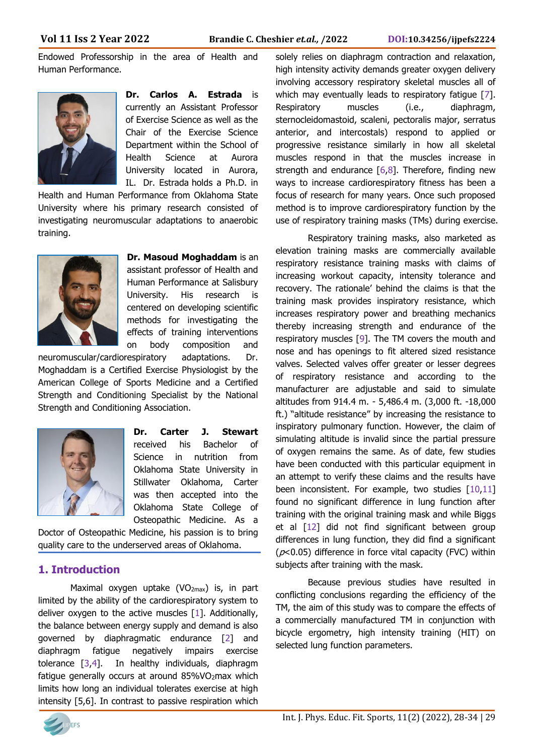Endowed Professorship in the area of Health and Human Performance.

**Dr. Carlos A. Estrada** is currently an Assistant Professor of Exercise Science as well as the Chair of the Exercise Science Department within the School of Health Science at Aurora University located in Aurora, IL. Dr. Estrada holds a Ph.D. in Health and Human Performance from Oklahoma State University where his primary research consisted of investigating neuromuscular adaptations to anaerobic training.

**Dr. Masoud Moghaddam** is an assistant professor of Health and Human Performance at Salisbury University. His research is centered on developing scientific methods for investigating the effects of training interventions on body composition and neuromuscular/cardiorespiratory adaptations. Dr. Moghaddam is a Certified Exercise Physiologist by the American College of Sports Medicine and a Certified Strength and Conditioning Specialist by the National Strength and Conditioning Association.

**Dr. Carter J. Stewart** received his Bachelor of Science in nutrition from Oklahoma State University in Stillwater Oklahoma, Carter was then accepted into the Oklahoma State College of Osteopathic Medicine. As a Doctor of Osteopathic Medicine, his passion is to bring quality care to the underserved areas of Oklahoma.

## 1. Introduction

Maximal oxygen uptake ($VO_{2max}$) is, in part limited by the ability of the cardiorespiratory system to deliver oxygen to the active muscles [1]. Additionally, the balance between energy supply and demand is also governed by diaphragmatic endurance [2] and diaphragm fatigue negatively impairs exercise tolerance [3,4]. In healthy individuals, diaphragm fatigue generally occurs at around 85%$VO_2$max which limits how long an individual tolerates exercise at high intensity [5,6]. In contrast to passive respiration which solely relies on diaphragm contraction and relaxation, high intensity activity demands greater oxygen delivery involving accessory respiratory skeletal muscles all of which may eventually leads to respiratory fatigue [7]. Respiratory muscles (i.e., diaphragm, sternocleidomastoid, scaleni, pectoralis major, serratus anterior, and intercostals) respond to applied or progressive resistance similarly in how all skeletal muscles respond in that the muscles increase in strength and endurance [6,8]. Therefore, finding new ways to increase cardiorespiratory fitness has been a focus of research for many years. Once such proposed method is to improve cardiorespiratory function by the use of respiratory training masks (TMs) during exercise.

Respiratory training masks, also marketed as elevation training masks are commercially available respiratory resistance training masks with claims of increasing workout capacity, intensity tolerance and recovery. The rationale' behind the claims is that the training mask provides inspiratory resistance, which increases respiratory power and breathing mechanics thereby increasing strength and endurance of the respiratory muscles [9]. The TM covers the mouth and nose and has openings to fit altered sized resistance valves. Selected valves offer greater or lesser degrees of respiratory resistance and according to the manufacturer are adjustable and said to simulate altitudes from 914.4 m. - 5,486.4 m. (3,000 ft. -18,000 ft.) "altitude resistance" by increasing the resistance to inspiratory pulmonary function. However, the claim of simulating altitude is invalid since the partial pressure of oxygen remains the same. As of date, few studies have been conducted with this particular equipment in an attempt to verify these claims and the results have been inconsistent. For example, two studies [10,11] found no significant difference in lung function after training with the original training mask and while Biggs et al [12] did not find significant between group differences in lung function, they did find a significant ($p<0.05$) difference in force vital capacity (FVC) within subjects after training with the mask.

Because previous studies have resulted in conflicting conclusions regarding the efficiency of the TM, the aim of this study was to compare the effects of a commercially manufactured TM in conjunction with bicycle ergometry, high intensity training (HIT) on selected lung function parameters.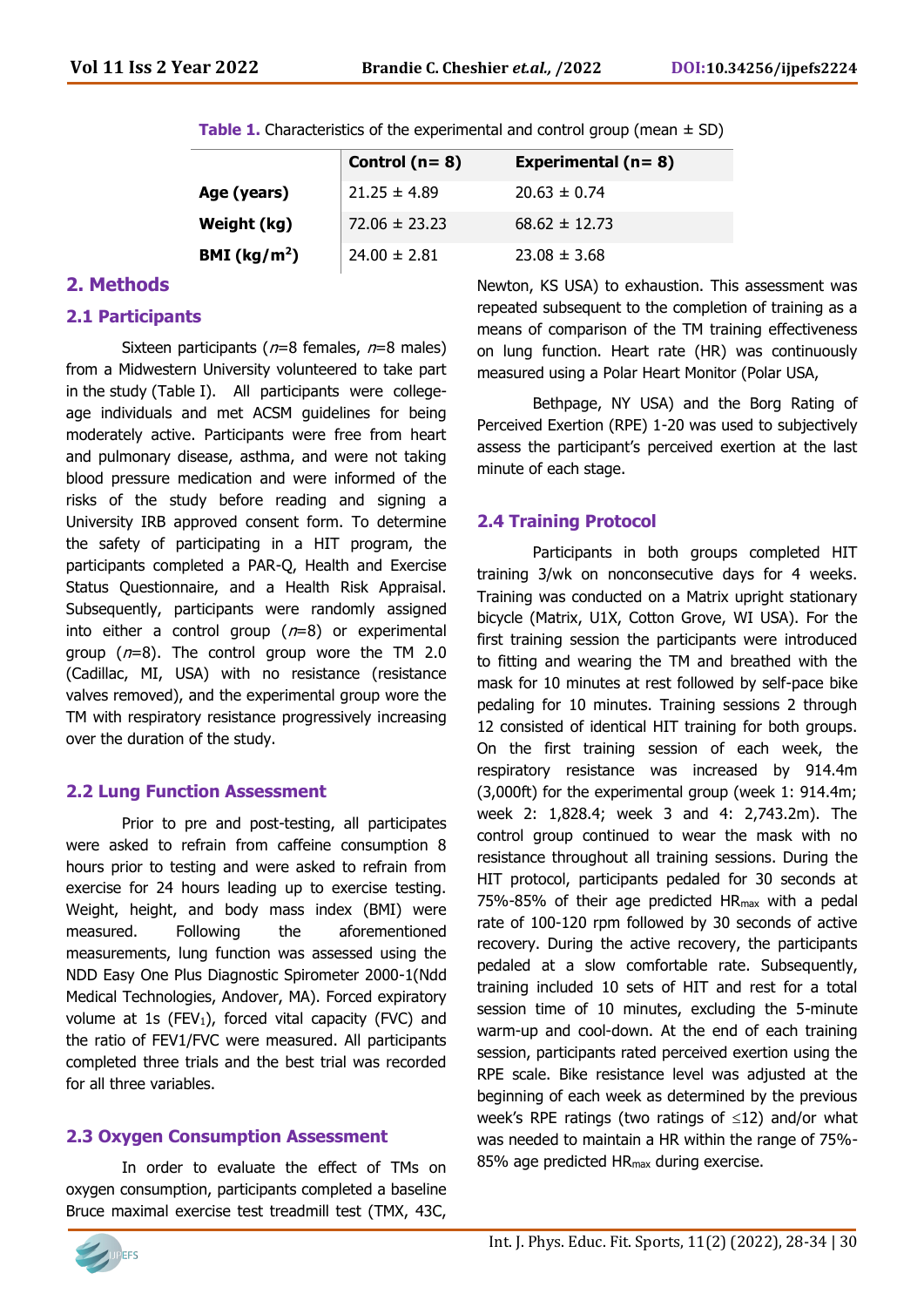**Table 1.** Characteristics of the experimental and control group (mean ± SD)

| | Control (n= 8) | Experimental (n= 8) |
|---|---|---|
| **Age (years)** | 21.25 ± 4.89 | 20.63 ± 0.74 |
| **Weight (kg)** | 72.06 ± 23.23 | 68.62 ± 12.73 |
| **BMI (kg/m$^2$)** | 24.00 ± 2.81 | 23.08 ± 3.68 |

## 2. Methods

### 2.1 Participants

Sixteen participants (*n*=8 females, *n*=8 males) from a Midwestern University volunteered to take part in the study (Table I). All participants were college-age individuals and met ACSM guidelines for being moderately active. Participants were free from heart and pulmonary disease, asthma, and were not taking blood pressure medication and were informed of the risks of the study before reading and signing a University IRB approved consent form. To determine the safety of participating in a HIT program, the participants completed a PAR-Q, Health and Exercise Status Questionnaire, and a Health Risk Appraisal. Subsequently, participants were randomly assigned into either a control group (*n*=8) or experimental group (*n*=8). The control group wore the TM 2.0 (Cadillac, MI, USA) with no resistance (resistance valves removed), and the experimental group wore the TM with respiratory resistance progressively increasing over the duration of the study.

### 2.2 Lung Function Assessment

Prior to pre and post-testing, all participates were asked to refrain from caffeine consumption 8 hours prior to testing and were asked to refrain from exercise for 24 hours leading up to exercise testing. Weight, height, and body mass index (BMI) were measured. Following the aforementioned measurements, lung function was assessed using the NDD Easy One Plus Diagnostic Spirometer 2000-1(Ndd Medical Technologies, Andover, MA). Forced expiratory volume at 1s ($FEV_1$), forced vital capacity (FVC) and the ratio of FEV1/FVC were measured. All participants completed three trials and the best trial was recorded for all three variables.

### 2.3 Oxygen Consumption Assessment

In order to evaluate the effect of TMs on oxygen consumption, participants completed a baseline Bruce maximal exercise test treadmill test (TMX, 43C, Newton, KS USA) to exhaustion. This assessment was repeated subsequent to the completion of training as a means of comparison of the TM training effectiveness on lung function. Heart rate (HR) was continuously measured using a Polar Heart Monitor (Polar USA, Bethpage, NY USA) and the Borg Rating of Perceived Exertion (RPE) 1-20 was used to subjectively assess the participant's perceived exertion at the last minute of each stage.

### 2.4 Training Protocol

Participants in both groups completed HIT training 3/wk on nonconsecutive days for 4 weeks. Training was conducted on a Matrix upright stationary bicycle (Matrix, U1X, Cotton Grove, WI USA). For the first training session the participants were introduced to fitting and wearing the TM and breathed with the mask for 10 minutes at rest followed by self-pace bike pedaling for 10 minutes. Training sessions 2 through 12 consisted of identical HIT training for both groups. On the first training session of each week, the respiratory resistance was increased by 914.4m (3,000ft) for the experimental group (week 1: 914.4m; week 2: 1,828.4; week 3 and 4: 2,743.2m). The control group continued to wear the mask with no resistance throughout all training sessions. During the HIT protocol, participants pedaled for 30 seconds at 75%-85% of their age predicted $HR_{max}$ with a pedal rate of 100-120 rpm followed by 30 seconds of active recovery. During the active recovery, the participants pedaled at a slow comfortable rate. Subsequently, training included 10 sets of HIT and rest for a total session time of 10 minutes, excluding the 5-minute warm-up and cool-down. At the end of each training session, participants rated perceived exertion using the RPE scale. Bike resistance level was adjusted at the beginning of each week as determined by the previous week's RPE ratings (two ratings of $\leq$12) and/or what was needed to maintain a HR within the range of 75%-85% age predicted $HR_{max}$ during exercise.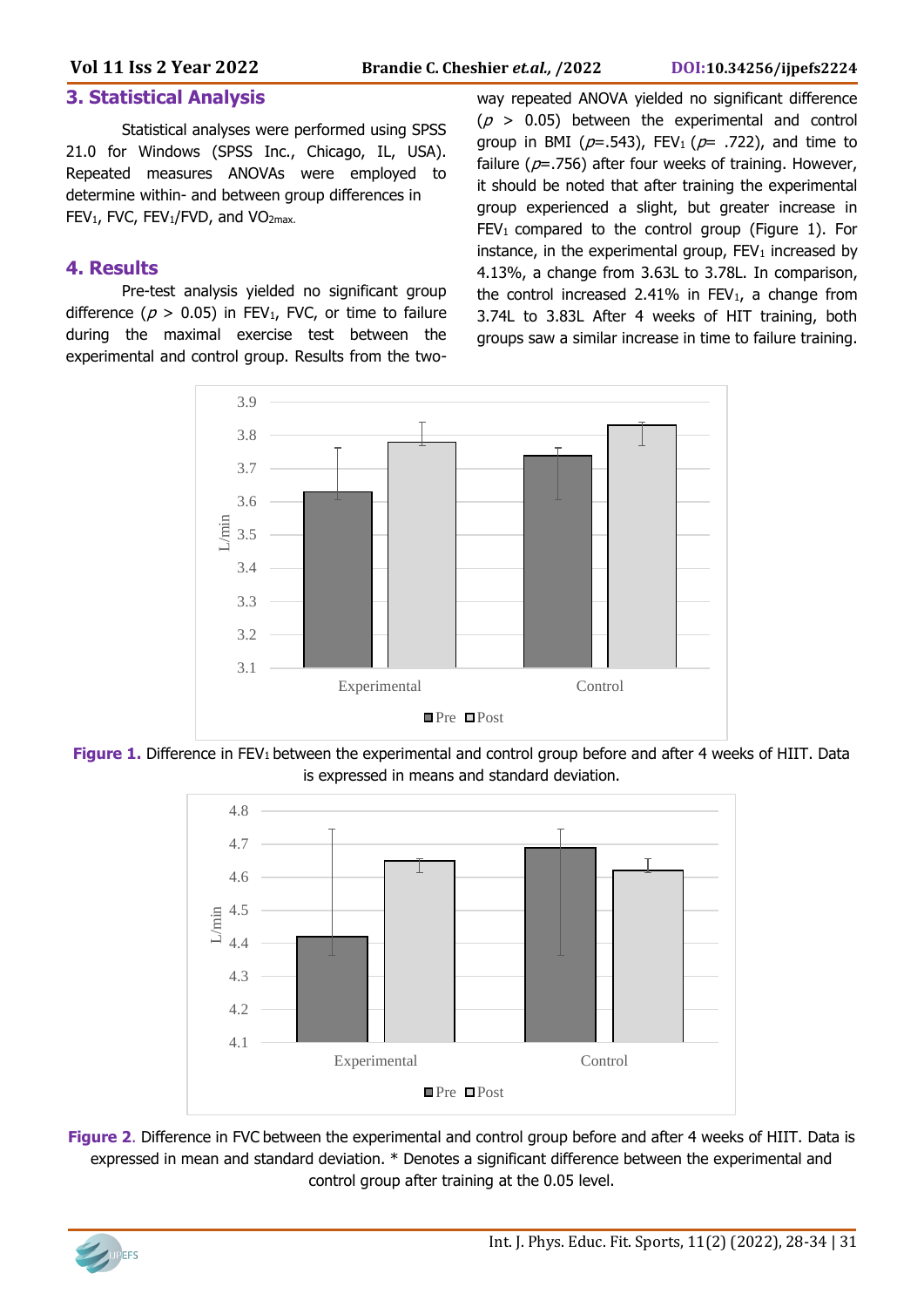## 3. Statistical Analysis

Statistical analyses were performed using SPSS 21.0 for Windows (SPSS Inc., Chicago, IL, USA). Repeated measures ANOVAs were employed to determine within- and between group differences in $FEV_1$, FVC, $FEV_1$/FVD, and $VO_{2max}$.

## 4. Results

Pre-test analysis yielded no significant group difference ($p > 0.05$) in $FEV_1$, FVC, or time to failure during the maximal exercise test between the experimental and control group. Results from the two-way repeated ANOVA yielded no significant difference ($p > 0.05$) between the experimental and control group in BMI ($p$=.543), $FEV_1$ ($p$= .722), and time to failure ($p$=.756) after four weeks of training. However, it should be noted that after training the experimental group experienced a slight, but greater increase in $FEV_1$ compared to the control group (Figure 1). For instance, in the experimental group, $FEV_1$ increased by 4.13%, a change from 3.63L to 3.78L. In comparison, the control increased 2.41% in $FEV_1$, a change from 3.74L to 3.83L After 4 weeks of HIT training, both groups saw a similar increase in time to failure training.

**Figure 1.** Difference in $FEV_1$ between the experimental and control group before and after 4 weeks of HIIT. Data is expressed in means and standard deviation.

**Figure 2**. Difference in FVC between the experimental and control group before and after 4 weeks of HIIT. Data is expressed in mean and standard deviation. * Denotes a significant difference between the experimental and control group after training at the 0.05 level.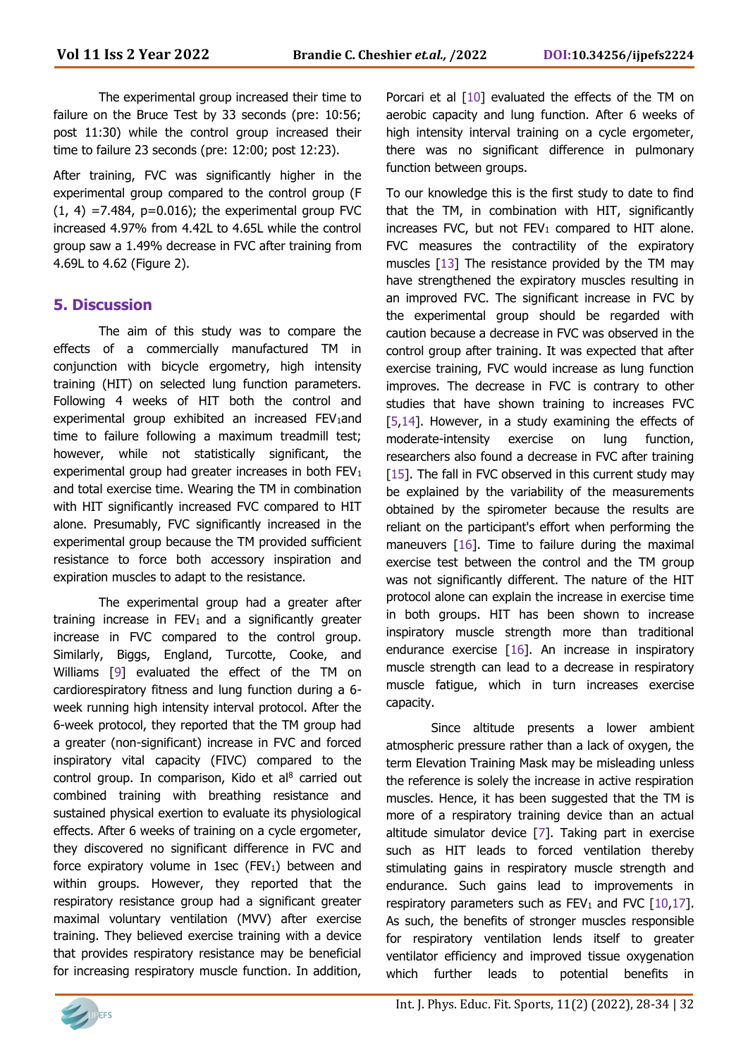The experimental group increased their time to failure on the Bruce Test by 33 seconds (pre: 10:56; post 11:30) while the control group increased their time to failure 23 seconds (pre: 12:00; post 12:23).

After training, FVC was significantly higher in the experimental group compared to the control group ($F (1, 4) = 7.484$, $p = 0.016$); the experimental group FVC increased 4.97% from 4.42L to 4.65L while the control group saw a 1.49% decrease in FVC after training from 4.69L to 4.62 (Figure 2).

## 5. Discussion

The aim of this study was to compare the effects of a commercially manufactured TM in conjunction with bicycle ergometry, high intensity training (HIT) on selected lung function parameters. Following 4 weeks of HIT both the control and experimental group exhibited an increased $FEV_1$and time to failure following a maximum treadmill test; however, while not statistically significant, the experimental group had greater increases in both $FEV_1$ and total exercise time. Wearing the TM in combination with HIT significantly increased FVC compared to HIT alone. Presumably, FVC significantly increased in the experimental group because the TM provided sufficient resistance to force both accessory inspiration and expiration muscles to adapt to the resistance.

The experimental group had a greater after training increase in $FEV_1$ and a significantly greater increase in FVC compared to the control group. Similarly, Biggs, England, Turcotte, Cooke, and Williams [9] evaluated the effect of the TM on cardiorespiratory fitness and lung function during a 6-week running high intensity interval protocol. After the 6-week protocol, they reported that the TM group had a greater (non-significant) increase in FVC and forced inspiratory vital capacity (FIVC) compared to the control group. In comparison, Kido et al[8] carried out combined training with breathing resistance and sustained physical exertion to evaluate its physiological effects. After 6 weeks of training on a cycle ergometer, they discovered no significant difference in FVC and force expiratory volume in 1sec ($FEV_1$) between and within groups. However, they reported that the respiratory resistance group had a significant greater maximal voluntary ventilation (MVV) after exercise training. They believed exercise training with a device that provides respiratory resistance may be beneficial for increasing respiratory muscle function. In addition, Porcari et al [10] evaluated the effects of the TM on aerobic capacity and lung function. After 6 weeks of high intensity interval training on a cycle ergometer, there was no significant difference in pulmonary function between groups.

To our knowledge this is the first study to date to find that the TM, in combination with HIT, significantly increases FVC, but not $FEV_1$ compared to HIT alone. FVC measures the contractility of the expiratory muscles [13] The resistance provided by the TM may have strengthened the expiratory muscles resulting in an improved FVC. The significant increase in FVC by the experimental group should be regarded with caution because a decrease in FVC was observed in the control group after training. It was expected that after exercise training, FVC would increase as lung function improves. The decrease in FVC is contrary to other studies that have shown training to increases FVC [5,14]. However, in a study examining the effects of moderate-intensity exercise on lung function, researchers also found a decrease in FVC after training [15]. The fall in FVC observed in this current study may be explained by the variability of the measurements obtained by the spirometer because the results are reliant on the participant's effort when performing the maneuvers [16]. Time to failure during the maximal exercise test between the control and the TM group was not significantly different. The nature of the HIT protocol alone can explain the increase in exercise time in both groups. HIT has been shown to increase inspiratory muscle strength more than traditional endurance exercise [16]. An increase in inspiratory muscle strength can lead to a decrease in respiratory muscle fatigue, which in turn increases exercise capacity.

Since altitude presents a lower ambient atmospheric pressure rather than a lack of oxygen, the term Elevation Training Mask may be misleading unless the reference is solely the increase in active respiration muscles. Hence, it has been suggested that the TM is more of a respiratory training device than an actual altitude simulator device [7]. Taking part in exercise such as HIT leads to forced ventilation thereby stimulating gains in respiratory muscle strength and endurance. Such gains lead to improvements in respiratory parameters such as $FEV_1$ and FVC [10,17]. As such, the benefits of stronger muscles responsible for respiratory ventilation lends itself to greater ventilator efficiency and improved tissue oxygenation which further leads to potential benefits in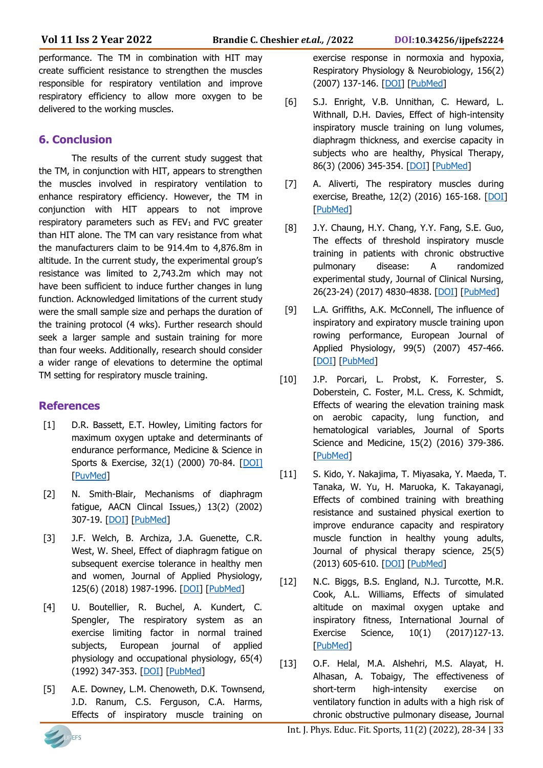performance. The TM in combination with HIT may create sufficient resistance to strengthen the muscles responsible for respiratory ventilation and improve respiratory efficiency to allow more oxygen to be delivered to the working muscles.

## 6. Conclusion

The results of the current study suggest that the TM, in conjunction with HIT, appears to strengthen the muscles involved in respiratory ventilation to enhance respiratory efficiency. However, the TM in conjunction with HIT appears to not improve respiratory parameters such as $FEV_1$ and FVC greater than HIT alone. The TM can vary resistance from what the manufacturers claim to be 914.4m to 4,876.8m in altitude. In the current study, the experimental group's resistance was limited to 2,743.2m which may not have been sufficient to induce further changes in lung function. Acknowledged limitations of the current study were the small sample size and perhaps the duration of the training protocol (4 wks). Further research should seek a larger sample and sustain training for more than four weeks. Additionally, research should consider a wider range of elevations to determine the optimal TM setting for respiratory muscle training.

## References

[1] D.R. Bassett, E.T. Howley, Limiting factors for maximum oxygen uptake and determinants of endurance performance, Medicine & Science in Sports & Exercise, 32(1) (2000) 70-84. [DOI] [PuvMed]

[2] N. Smith-Blair, Mechanisms of diaphragm fatigue, AACN Clincal Issues,) 13(2) (2002) 307-19. [DOI] [PubMed]

[3] J.F. Welch, B. Archiza, J.A. Guenette, C.R. West, W. Sheel, Effect of diaphragm fatigue on subsequent exercise tolerance in healthy men and women, Journal of Applied Physiology, 125(6) (2018) 1987-1996. [DOI] [PubMed]

[4] U. Boutellier, R. Buchel, A. Kundert, C. Spengler, The respiratory system as an exercise limiting factor in normal trained subjects, European journal of applied physiology and occupational physiology, 65(4) (1992) 347-353. [DOI] [PubMed]

[5] A.E. Downey, L.M. Chenoweth, D.K. Townsend, J.D. Ranum, C.S. Ferguson, C.A. Harms, Effects of inspiratory muscle training on exercise response in normoxia and hypoxia, Respiratory Physiology & Neurobiology, 156(2) (2007) 137-146. [DOI] [PubMed]

[6] S.J. Enright, V.B. Unnithan, C. Heward, L. Withnall, D.H. Davies, Effect of high-intensity inspiratory muscle training on lung volumes, diaphragm thickness, and exercise capacity in subjects who are healthy, Physical Therapy, 86(3) (2006) 345-354. [DOI] [PubMed]

[7] A. Aliverti, The respiratory muscles during exercise, Breathe, 12(2) (2016) 165-168. [DOI] [PubMed]

[8] J.Y. Chaung, H.Y. Chang, Y.Y. Fang, S.E. Guo, The effects of threshold inspiratory muscle training in patients with chronic obstructive pulmonary disease: A randomized experimental study, Journal of Clinical Nursing, 26(23-24) (2017) 4830-4838. [DOI] [PubMed]

[9] L.A. Griffiths, A.K. McConnell, The influence of inspiratory and expiratory muscle training upon rowing performance, European Journal of Applied Physiology, 99(5) (2007) 457-466. [DOI] [PubMed]

[10] J.P. Porcari, L. Probst, K. Forrester, S. Doberstein, C. Foster, M.L. Cress, K. Schmidt, Effects of wearing the elevation training mask on aerobic capacity, lung function, and hematological variables, Journal of Sports Science and Medicine, 15(2) (2016) 379-386. [PubMed]

[11] S. Kido, Y. Nakajima, T. Miyasaka, Y. Maeda, T. Tanaka, W. Yu, H. Maruoka, K. Takayanagi, Effects of combined training with breathing resistance and sustained physical exertion to improve endurance capacity and respiratory muscle function in healthy young adults, Journal of physical therapy science, 25(5) (2013) 605-610. [DOI] [PubMed]

[12] N.C. Biggs, B.S. England, N.J. Turcotte, M.R. Cook, A.L. Williams, Effects of simulated altitude on maximal oxygen uptake and inspiratory fitness, International Journal of Exercise Science, 10(1) (2017)127-13. [PubMed]

[13] O.F. Helal, M.A. Alshehri, M.S. Alayat, H. Alhasan, A. Tobaigy, The effectiveness of short-term high-intensity exercise on ventilatory function in adults with a high risk of chronic obstructive pulmonary disease, Journal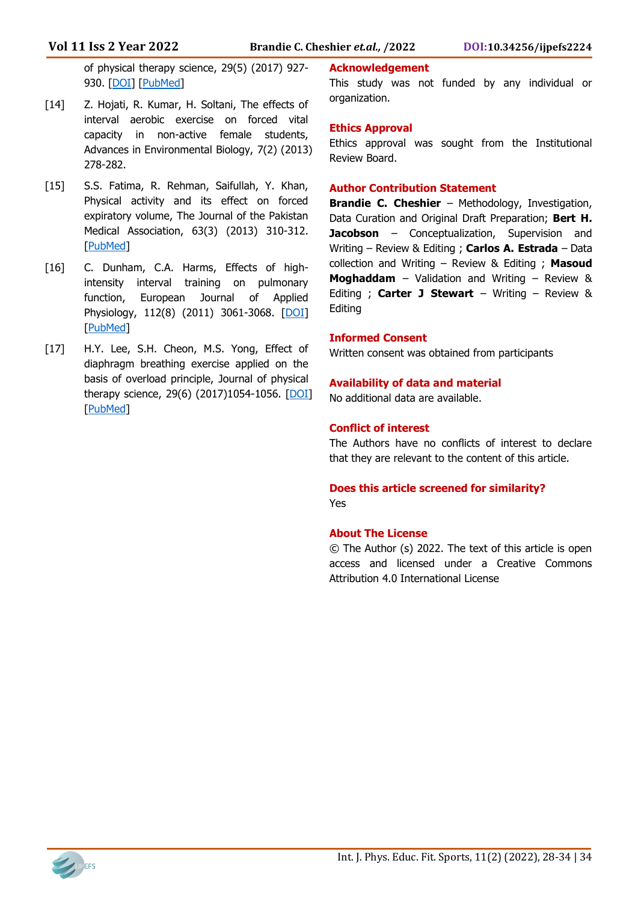of physical therapy science, 29(5) (2017) 927-930. [DOI] [PubMed]

[14] Z. Hojati, R. Kumar, H. Soltani, The effects of interval aerobic exercise on forced vital capacity in non-active female students, Advances in Environmental Biology, 7(2) (2013) 278-282.

[15] S.S. Fatima, R. Rehman, Saifullah, Y. Khan, Physical activity and its effect on forced expiratory volume, The Journal of the Pakistan Medical Association, 63(3) (2013) 310-312. [PubMed]

[16] C. Dunham, C.A. Harms, Effects of high-intensity interval training on pulmonary function, European Journal of Applied Physiology, 112(8) (2011) 3061-3068. [DOI] [PubMed]

[17] H.Y. Lee, S.H. Cheon, M.S. Yong, Effect of diaphragm breathing exercise applied on the basis of overload principle, Journal of physical therapy science, 29(6) (2017)1054-1056. [DOI] [PubMed]

## Acknowledgement

This study was not funded by any individual or organization.

## Ethics Approval

Ethics approval was sought from the Institutional Review Board.

## Author Contribution Statement

**Brandie C. Cheshier** – Methodology, Investigation, Data Curation and Original Draft Preparation; **Bert H. Jacobson** – Conceptualization, Supervision and Writing – Review & Editing ; **Carlos A. Estrada** – Data collection and Writing – Review & Editing ; **Masoud Moghaddam** – Validation and Writing – Review & Editing ; **Carter J Stewart** – Writing – Review & Editing

## Informed Consent

Written consent was obtained from participants

## Availability of data and material

No additional data are available.

## Conflict of interest

The Authors have no conflicts of interest to declare that they are relevant to the content of this article.

## Does this article screened for similarity?

Yes

## About The License

© The Author (s) 2022. The text of this article is open access and licensed under a Creative Commons Attribution 4.0 International License